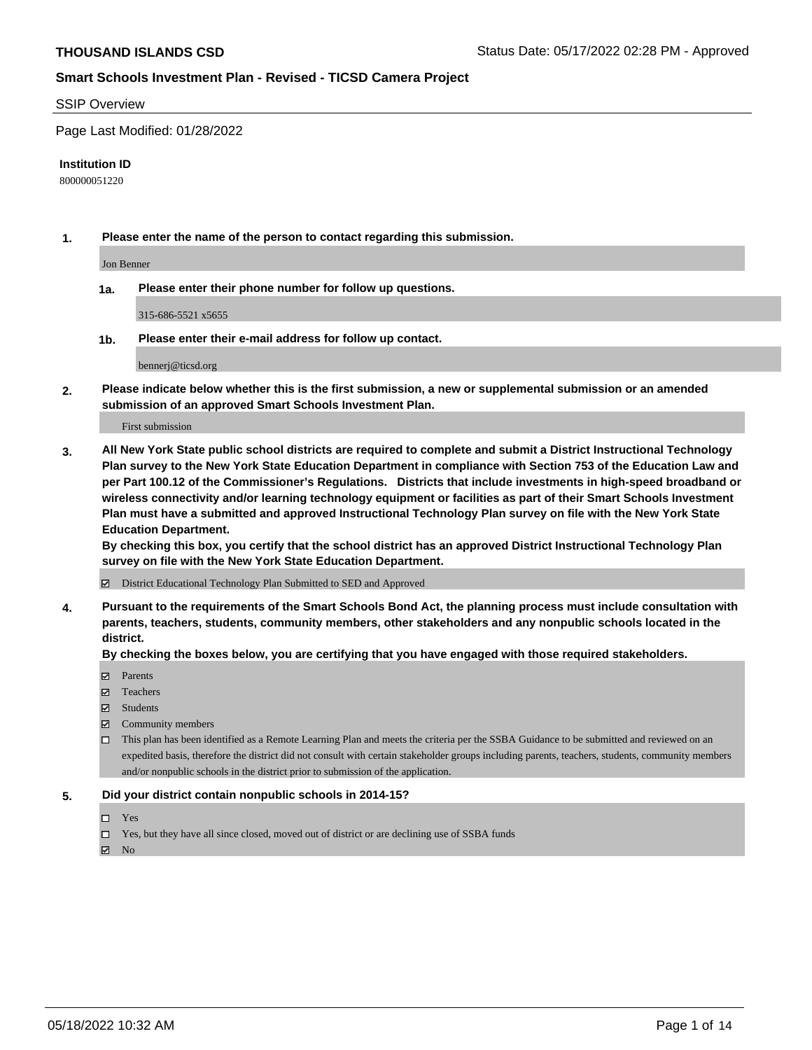**THOUSAND ISLANDS CSD** Status Date: 05/17/2022 02:28 PM - Approved

**Smart Schools Investment Plan - Revised - TICSD Camera Project**

SSIP Overview

Page Last Modified: 01/28/2022

**Institution ID**

800000051220

**1. Please enter the name of the person to contact regarding this submission.**

Jon Benner

**1a. Please enter their phone number for follow up questions.**

315-686-5521 x5655

**1b. Please enter their e-mail address for follow up contact.**

bennerj@ticsd.org

**2. Please indicate below whether this is the first submission, a new or supplemental submission or an amended submission of an approved Smart Schools Investment Plan.**

First submission

**3. All New York State public school districts are required to complete and submit a District Instructional Technology Plan survey to the New York State Education Department in compliance with Section 753 of the Education Law and per Part 100.12 of the Commissioner's Regulations. Districts that include investments in high-speed broadband or wireless connectivity and/or learning technology equipment or facilities as part of their Smart Schools Investment Plan must have a submitted and approved Instructional Technology Plan survey on file with the New York State Education Department.**
**By checking this box, you certify that the school district has an approved District Instructional Technology Plan survey on file with the New York State Education Department.**

- ☑ District Educational Technology Plan Submitted to SED and Approved

**4. Pursuant to the requirements of the Smart Schools Bond Act, the planning process must include consultation with parents, teachers, students, community members, other stakeholders and any nonpublic schools located in the district.**
**By checking the boxes below, you are certifying that you have engaged with those required stakeholders.**

- ☑ Parents
- ☑ Teachers
- ☑ Students
- ☑ Community members
- ☐ This plan has been identified as a Remote Learning Plan and meets the criteria per the SSBA Guidance to be submitted and reviewed on an expedited basis, therefore the district did not consult with certain stakeholder groups including parents, teachers, students, community members and/or nonpublic schools in the district prior to submission of the application.

**5. Did your district contain nonpublic schools in 2014-15?**

- ☐ Yes
- ☐ Yes, but they have all since closed, moved out of district or are declining use of SSBA funds
- ☑ No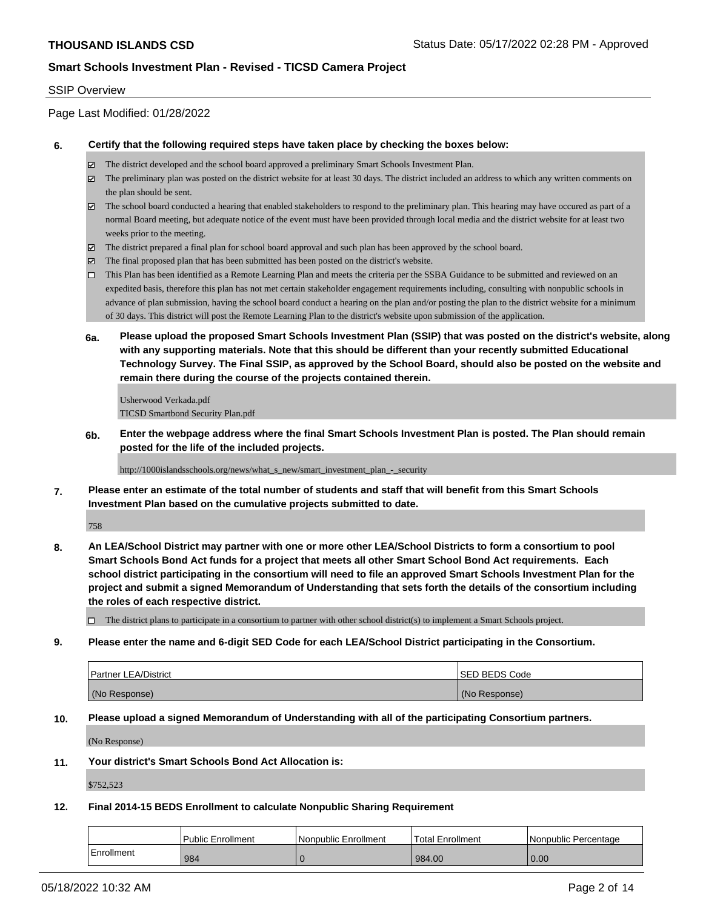SSIP Overview

Page Last Modified: 01/28/2022

**6. Certify that the following required steps have taken place by checking the boxes below:**

- ☑ The district developed and the school board approved a preliminary Smart Schools Investment Plan.
- ☑ The preliminary plan was posted on the district website for at least 30 days. The district included an address to which any written comments on the plan should be sent.
- ☑ The school board conducted a hearing that enabled stakeholders to respond to the preliminary plan. This hearing may have occured as part of a normal Board meeting, but adequate notice of the event must have been provided through local media and the district website for at least two weeks prior to the meeting.
- ☑ The district prepared a final plan for school board approval and such plan has been approved by the school board.
- ☑ The final proposed plan that has been submitted has been posted on the district's website.
- ☐ This Plan has been identified as a Remote Learning Plan and meets the criteria per the SSBA Guidance to be submitted and reviewed on an expedited basis, therefore this plan has not met certain stakeholder engagement requirements including, consulting with nonpublic schools in advance of plan submission, having the school board conduct a hearing on the plan and/or posting the plan to the district website for a minimum of 30 days. This district will post the Remote Learning Plan to the district's website upon submission of the application.

**6a. Please upload the proposed Smart Schools Investment Plan (SSIP) that was posted on the district's website, along with any supporting materials. Note that this should be different than your recently submitted Educational Technology Survey. The Final SSIP, as approved by the School Board, should also be posted on the website and remain there during the course of the projects contained therein.**

Usherwood Verkada.pdf
TICSD Smartbond Security Plan.pdf

**6b. Enter the webpage address where the final Smart Schools Investment Plan is posted. The Plan should remain posted for the life of the included projects.**

http://1000islandsschools.org/news/what_s_new/smart_investment_plan_-_security

**7. Please enter an estimate of the total number of students and staff that will benefit from this Smart Schools Investment Plan based on the cumulative projects submitted to date.**

758

**8. An LEA/School District may partner with one or more other LEA/School Districts to form a consortium to pool Smart Schools Bond Act funds for a project that meets all other Smart School Bond Act requirements. Each school district participating in the consortium will need to file an approved Smart Schools Investment Plan for the project and submit a signed Memorandum of Understanding that sets forth the details of the consortium including the roles of each respective district.**

- ☐ The district plans to participate in a consortium to partner with other school district(s) to implement a Smart Schools project.

**9. Please enter the name and 6-digit SED Code for each LEA/School District participating in the Consortium.**

| Partner LEA/District | SED BEDS Code |
|---|---|
| (No Response) | (No Response) |

**10. Please upload a signed Memorandum of Understanding with all of the participating Consortium partners.**

(No Response)

**11. Your district's Smart Schools Bond Act Allocation is:**

$752,523

**12. Final 2014-15 BEDS Enrollment to calculate Nonpublic Sharing Requirement**

| | Public Enrollment | Nonpublic Enrollment | Total Enrollment | Nonpublic Percentage |
|---|---|---|---|---|
| Enrollment | 984 | 0 | 984.00 | 0.00 |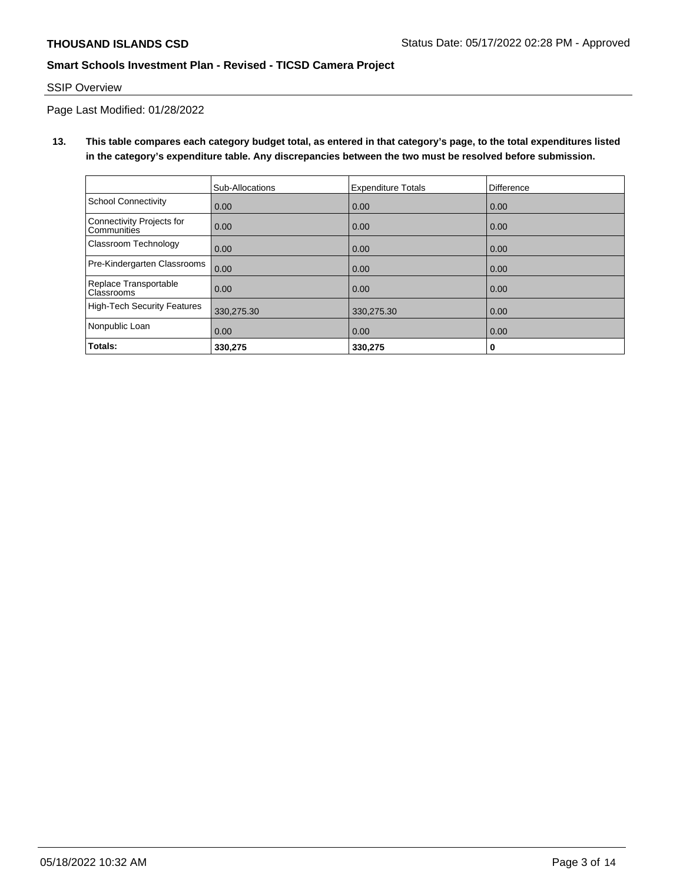SSIP Overview

Page Last Modified: 01/28/2022

**13. This table compares each category budget total, as entered in that category's page, to the total expenditures listed in the category's expenditure table. Any discrepancies between the two must be resolved before submission.**

| | Sub-Allocations | Expenditure Totals | Difference |
|---|---|---|---|
| School Connectivity | 0.00 | 0.00 | 0.00 |
| Connectivity Projects for Communities | 0.00 | 0.00 | 0.00 |
| Classroom Technology | 0.00 | 0.00 | 0.00 |
| Pre-Kindergarten Classrooms | 0.00 | 0.00 | 0.00 |
| Replace Transportable Classrooms | 0.00 | 0.00 | 0.00 |
| High-Tech Security Features | 330,275.30 | 330,275.30 | 0.00 |
| Nonpublic Loan | 0.00 | 0.00 | 0.00 |
| **Totals:** | **330,275** | **330,275** | **0** |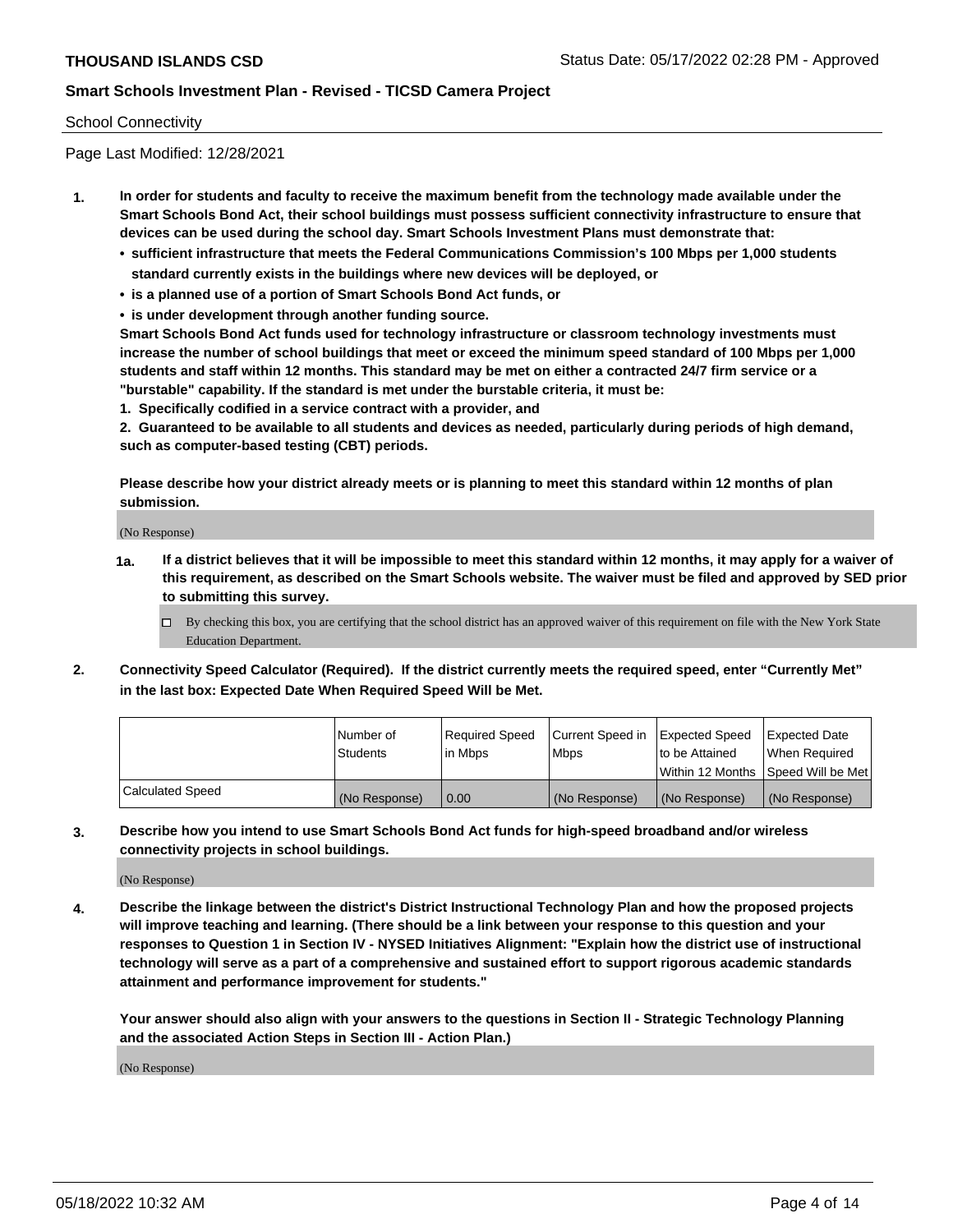School Connectivity

Page Last Modified: 12/28/2021

1. **In order for students and faculty to receive the maximum benefit from the technology made available under the Smart Schools Bond Act, their school buildings must possess sufficient connectivity infrastructure to ensure that devices can be used during the school day. Smart Schools Investment Plans must demonstrate that:**
   - **sufficient infrastructure that meets the Federal Communications Commission's 100 Mbps per 1,000 students standard currently exists in the buildings where new devices will be deployed, or**
   - **is a planned use of a portion of Smart Schools Bond Act funds, or**
   - **is under development through another funding source.**

   **Smart Schools Bond Act funds used for technology infrastructure or classroom technology investments must increase the number of school buildings that meet or exceed the minimum speed standard of 100 Mbps per 1,000 students and staff within 12 months. This standard may be met on either a contracted 24/7 firm service or a "burstable" capability. If the standard is met under the burstable criteria, it must be:**

   **1. Specifically codified in a service contract with a provider, and**

   **2. Guaranteed to be available to all students and devices as needed, particularly during periods of high demand, such as computer-based testing (CBT) periods.**

   **Please describe how your district already meets or is planning to meet this standard within 12 months of plan submission.**

   (No Response)

   **1a. If a district believes that it will be impossible to meet this standard within 12 months, it may apply for a waiver of this requirement, as described on the Smart Schools website. The waiver must be filed and approved by SED prior to submitting this survey.**

   ☐ By checking this box, you are certifying that the school district has an approved waiver of this requirement on file with the New York State Education Department.

2. **Connectivity Speed Calculator (Required). If the district currently meets the required speed, enter "Currently Met" in the last box: Expected Date When Required Speed Will be Met.**

| | Number of Students | Required Speed in Mbps | Current Speed in Mbps | Expected Speed to be Attained Within 12 Months | Expected Date When Required Speed Will be Met |
|---|---|---|---|---|---|
| Calculated Speed | (No Response) | 0.00 | (No Response) | (No Response) | (No Response) |

3. **Describe how you intend to use Smart Schools Bond Act funds for high-speed broadband and/or wireless connectivity projects in school buildings.**

   (No Response)

4. **Describe the linkage between the district's District Instructional Technology Plan and how the proposed projects will improve teaching and learning. (There should be a link between your response to this question and your responses to Question 1 in Section IV - NYSED Initiatives Alignment: "Explain how the district use of instructional technology will serve as a part of a comprehensive and sustained effort to support rigorous academic standards attainment and performance improvement for students."**

   **Your answer should also align with your answers to the questions in Section II - Strategic Technology Planning and the associated Action Steps in Section III - Action Plan.)**

   (No Response)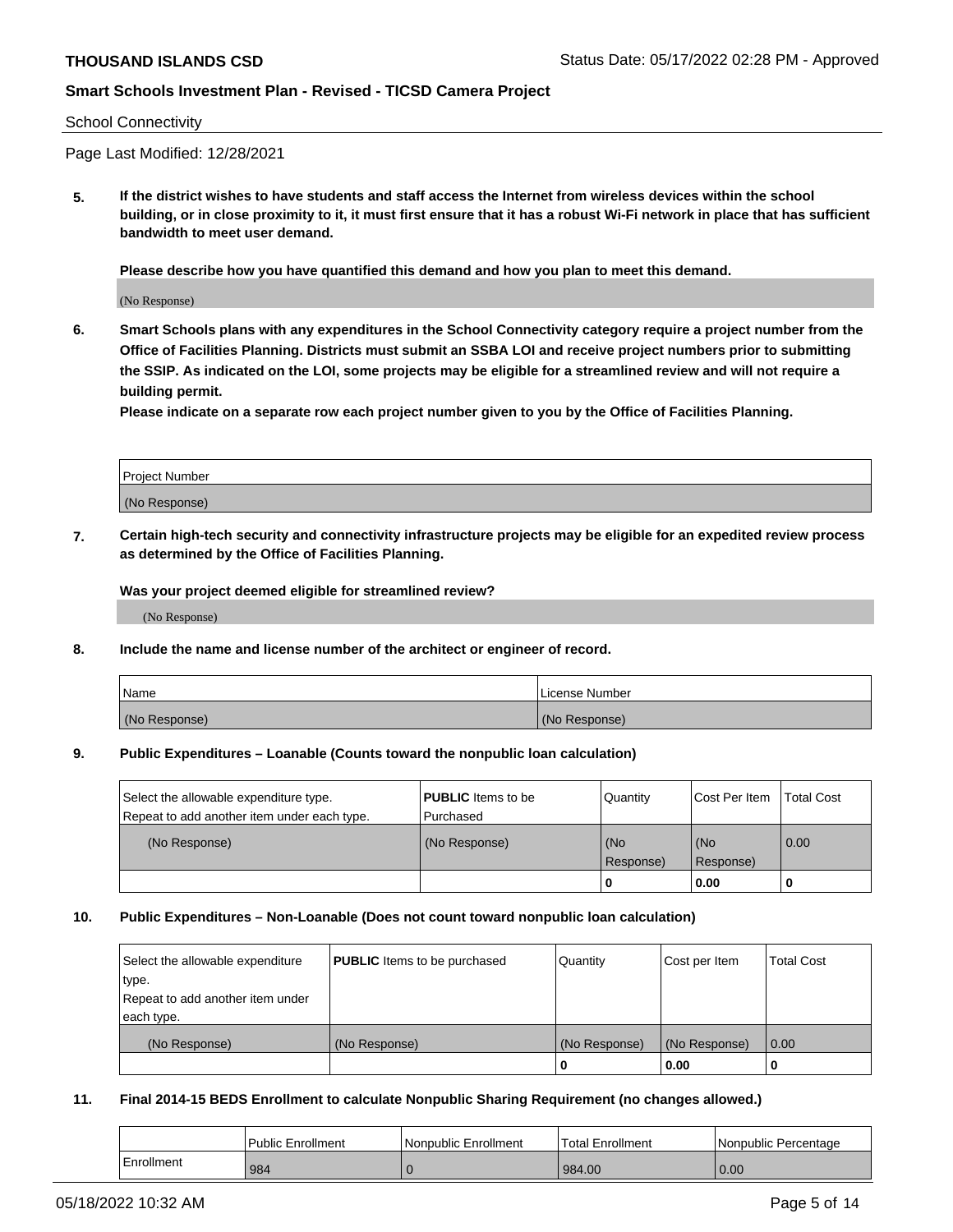School Connectivity

Page Last Modified: 12/28/2021

**5. If the district wishes to have students and staff access the Internet from wireless devices within the school building, or in close proximity to it, it must first ensure that it has a robust Wi-Fi network in place that has sufficient bandwidth to meet user demand.**

**Please describe how you have quantified this demand and how you plan to meet this demand.**

(No Response)

**6. Smart Schools plans with any expenditures in the School Connectivity category require a project number from the Office of Facilities Planning. Districts must submit an SSBA LOI and receive project numbers prior to submitting the SSIP. As indicated on the LOI, some projects may be eligible for a streamlined review and will not require a building permit.**
**Please indicate on a separate row each project number given to you by the Office of Facilities Planning.**

| Project Number |
|---|
| (No Response) |

**7. Certain high-tech security and connectivity infrastructure projects may be eligible for an expedited review process as determined by the Office of Facilities Planning.**

**Was your project deemed eligible for streamlined review?**

(No Response)

**8. Include the name and license number of the architect or engineer of record.**

| Name | License Number |
|---|---|
| (No Response) | (No Response) |

**9. Public Expenditures – Loanable (Counts toward the nonpublic loan calculation)**

| Select the allowable expenditure type. Repeat to add another item under each type. | **PUBLIC** Items to be Purchased | Quantity | Cost Per Item | Total Cost |
|---|---|---|---|---|
| (No Response) | (No Response) | (No Response) | (No Response) | 0.00 |
| | | **0** | **0.00** | **0** |

**10. Public Expenditures – Non-Loanable (Does not count toward nonpublic loan calculation)**

| Select the allowable expenditure type. Repeat to add another item under each type. | **PUBLIC** Items to be purchased | Quantity | Cost per Item | Total Cost |
|---|---|---|---|---|
| (No Response) | (No Response) | (No Response) | (No Response) | 0.00 |
| | | **0** | **0.00** | **0** |

**11. Final 2014-15 BEDS Enrollment to calculate Nonpublic Sharing Requirement (no changes allowed.)**

| | Public Enrollment | Nonpublic Enrollment | Total Enrollment | Nonpublic Percentage |
|---|---|---|---|---|
| Enrollment | 984 | 0 | 984.00 | 0.00 |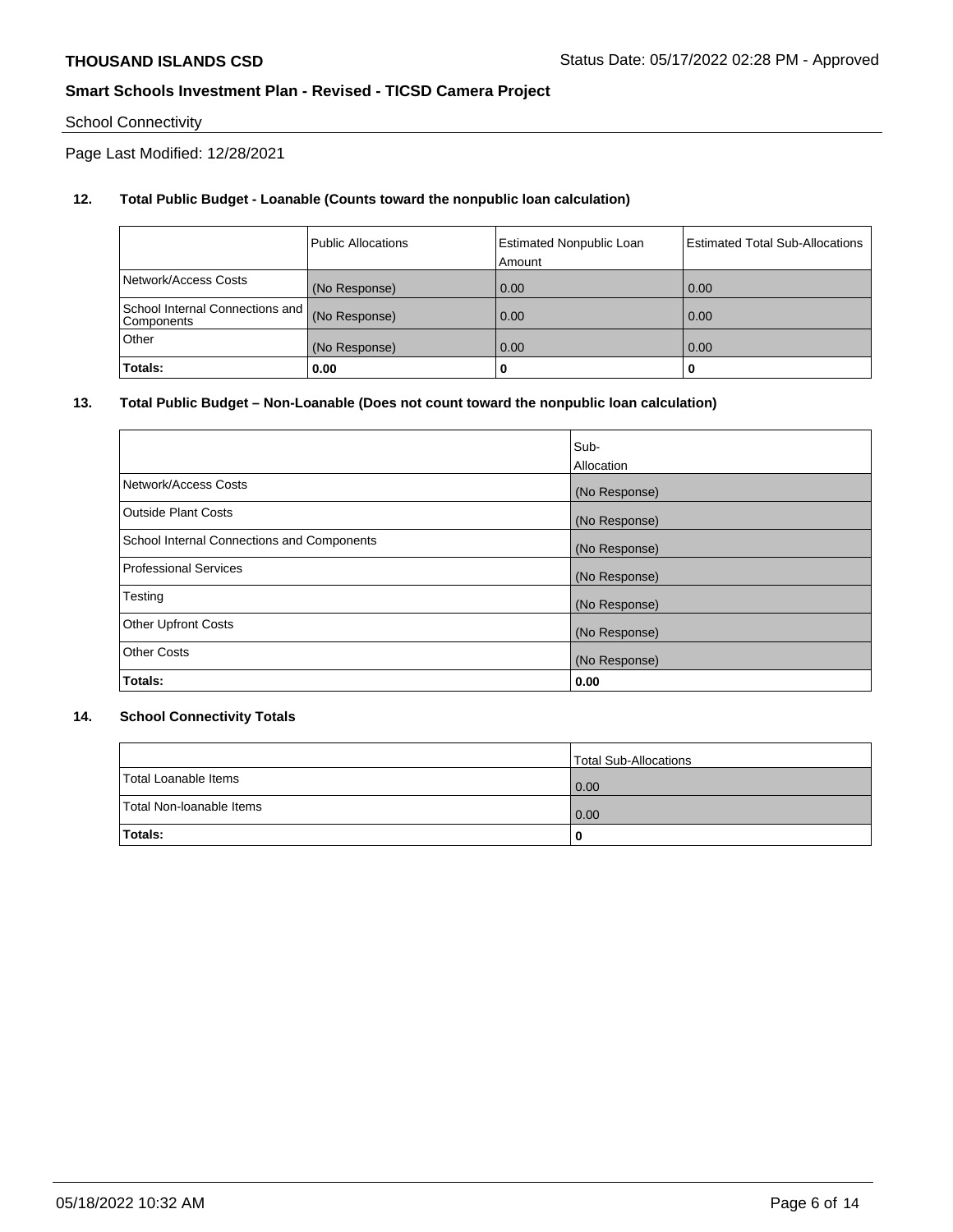School Connectivity

Page Last Modified: 12/28/2021

**12. Total Public Budget - Loanable (Counts toward the nonpublic loan calculation)**

| | Public Allocations | Estimated Nonpublic Loan Amount | Estimated Total Sub-Allocations |
|---|---|---|---|
| Network/Access Costs | (No Response) | 0.00 | 0.00 |
| School Internal Connections and Components | (No Response) | 0.00 | 0.00 |
| Other | (No Response) | 0.00 | 0.00 |
| **Totals:** | **0.00** | **0** | **0** |

**13. Total Public Budget – Non-Loanable (Does not count toward the nonpublic loan calculation)**

| | Sub-Allocation |
|---|---|
| Network/Access Costs | (No Response) |
| Outside Plant Costs | (No Response) |
| School Internal Connections and Components | (No Response) |
| Professional Services | (No Response) |
| Testing | (No Response) |
| Other Upfront Costs | (No Response) |
| Other Costs | (No Response) |
| **Totals:** | **0.00** |

**14. School Connectivity Totals**

| | Total Sub-Allocations |
|---|---|
| Total Loanable Items | 0.00 |
| Total Non-loanable Items | 0.00 |
| **Totals:** | **0** |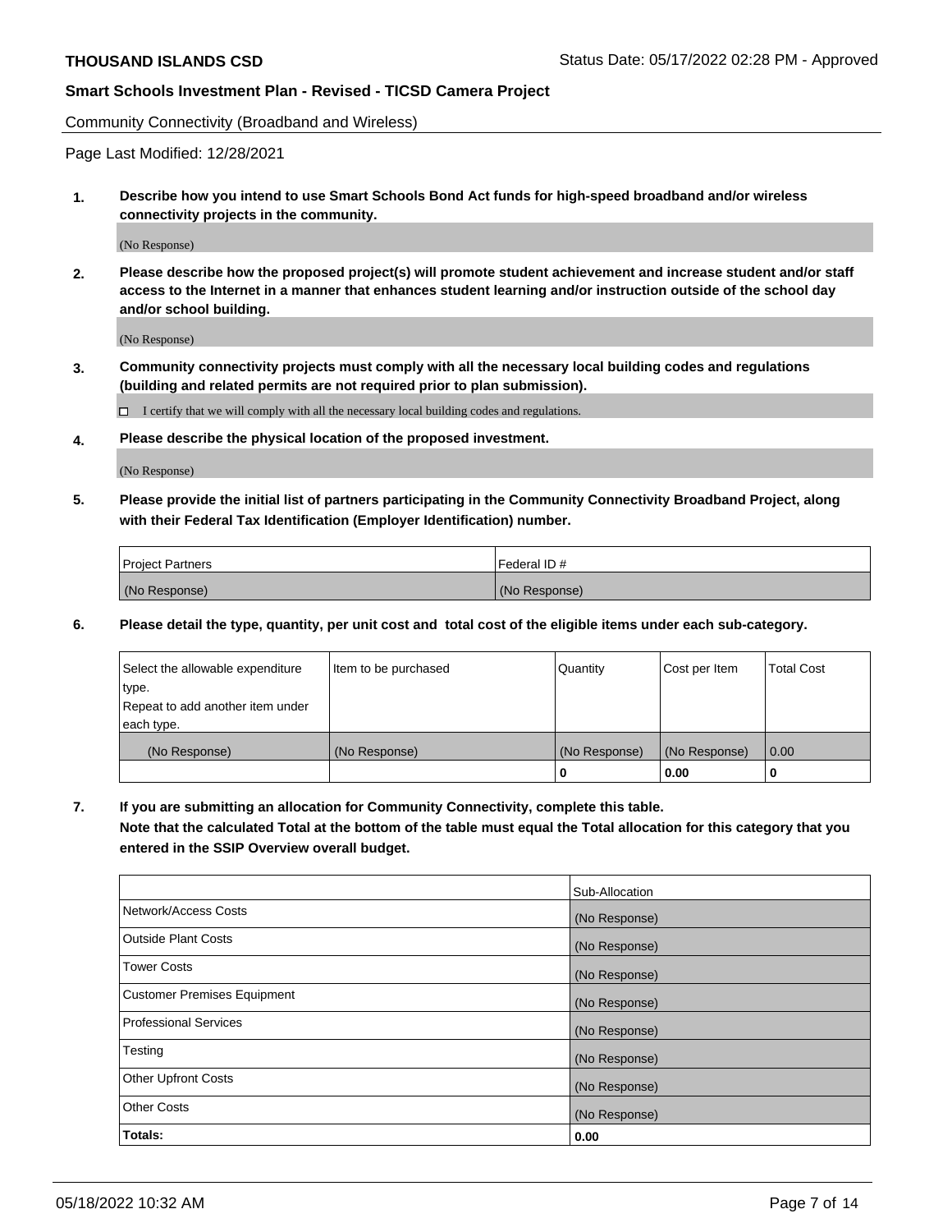Community Connectivity (Broadband and Wireless)

Page Last Modified: 12/28/2021

**1. Describe how you intend to use Smart Schools Bond Act funds for high-speed broadband and/or wireless connectivity projects in the community.**

(No Response)

**2. Please describe how the proposed project(s) will promote student achievement and increase student and/or staff access to the Internet in a manner that enhances student learning and/or instruction outside of the school day and/or school building.**

(No Response)

**3. Community connectivity projects must comply with all the necessary local building codes and regulations (building and related permits are not required prior to plan submission).**

☐ I certify that we will comply with all the necessary local building codes and regulations.

**4. Please describe the physical location of the proposed investment.**

(No Response)

**5. Please provide the initial list of partners participating in the Community Connectivity Broadband Project, along with their Federal Tax Identification (Employer Identification) number.**

| Project Partners | Federal ID # |
|---|---|
| (No Response) | (No Response) |

**6. Please detail the type, quantity, per unit cost and total cost of the eligible items under each sub-category.**

| Select the allowable expenditure type. Repeat to add another item under each type. | Item to be purchased | Quantity | Cost per Item | Total Cost |
|---|---|---|---|---|
| (No Response) | (No Response) | (No Response) | (No Response) | 0.00 |
| | | 0 | 0.00 | 0 |

**7. If you are submitting an allocation for Community Connectivity, complete this table. Note that the calculated Total at the bottom of the table must equal the Total allocation for this category that you entered in the SSIP Overview overall budget.**

| | Sub-Allocation |
|---|---|
| Network/Access Costs | (No Response) |
| Outside Plant Costs | (No Response) |
| Tower Costs | (No Response) |
| Customer Premises Equipment | (No Response) |
| Professional Services | (No Response) |
| Testing | (No Response) |
| Other Upfront Costs | (No Response) |
| Other Costs | (No Response) |
| **Totals:** | **0.00** |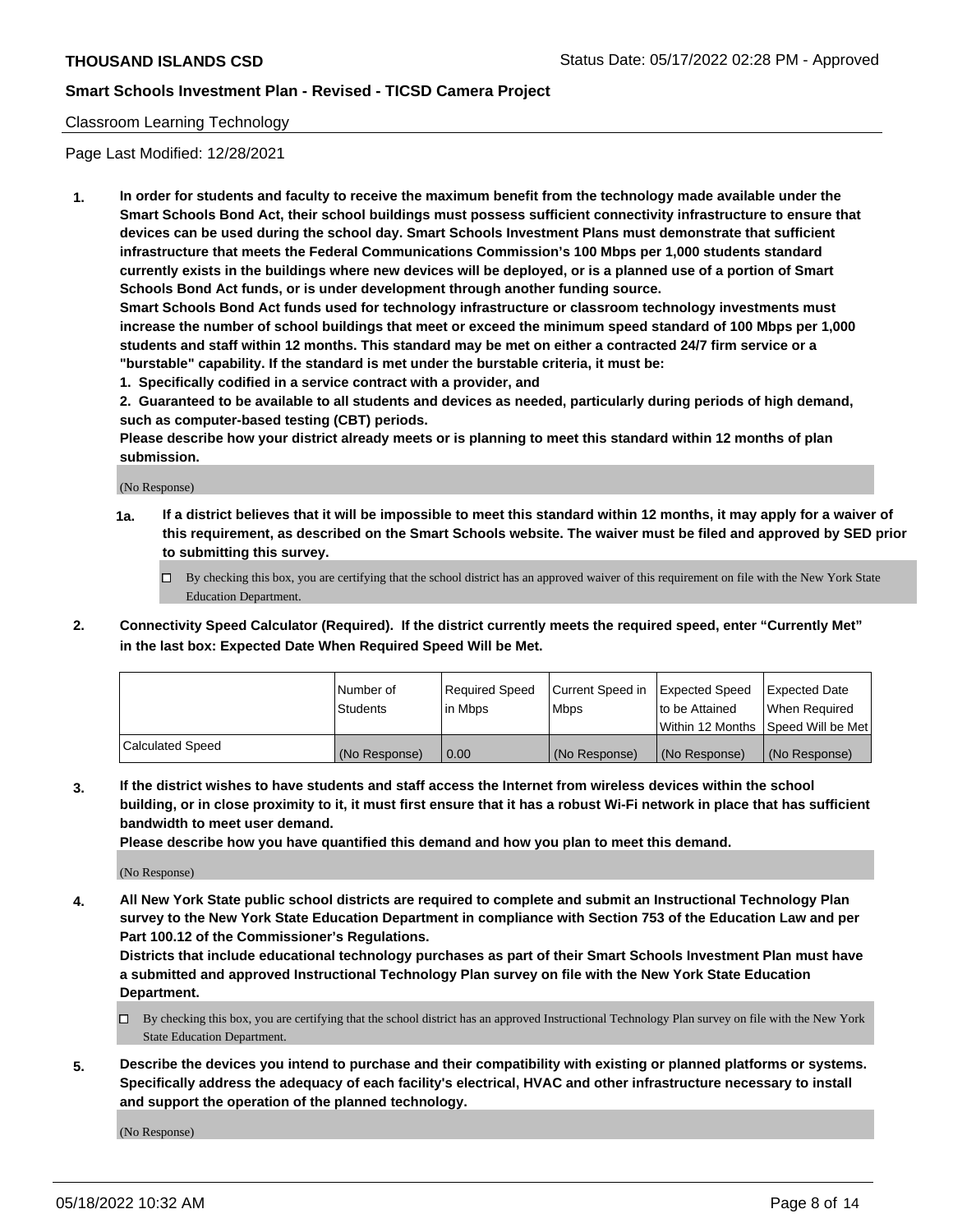Classroom Learning Technology

Page Last Modified: 12/28/2021

**1. In order for students and faculty to receive the maximum benefit from the technology made available under the Smart Schools Bond Act, their school buildings must possess sufficient connectivity infrastructure to ensure that devices can be used during the school day. Smart Schools Investment Plans must demonstrate that sufficient infrastructure that meets the Federal Communications Commission's 100 Mbps per 1,000 students standard currently exists in the buildings where new devices will be deployed, or is a planned use of a portion of Smart Schools Bond Act funds, or is under development through another funding source.**

**Smart Schools Bond Act funds used for technology infrastructure or classroom technology investments must increase the number of school buildings that meet or exceed the minimum speed standard of 100 Mbps per 1,000 students and staff within 12 months. This standard may be met on either a contracted 24/7 firm service or a "burstable" capability. If the standard is met under the burstable criteria, it must be:**

**1. Specifically codified in a service contract with a provider, and**

**2. Guaranteed to be available to all students and devices as needed, particularly during periods of high demand, such as computer-based testing (CBT) periods.**

**Please describe how your district already meets or is planning to meet this standard within 12 months of plan submission.**

(No Response)

**1a. If a district believes that it will be impossible to meet this standard within 12 months, it may apply for a waiver of this requirement, as described on the Smart Schools website. The waiver must be filed and approved by SED prior to submitting this survey.**

☐ By checking this box, you are certifying that the school district has an approved waiver of this requirement on file with the New York State Education Department.

**2. Connectivity Speed Calculator (Required). If the district currently meets the required speed, enter "Currently Met" in the last box: Expected Date When Required Speed Will be Met.**

| | Number of Students | Required Speed in Mbps | Current Speed in Mbps | Expected Speed to be Attained Within 12 Months | Expected Date When Required Speed Will be Met |
|---|---|---|---|---|---|
| Calculated Speed | (No Response) | 0.00 | (No Response) | (No Response) | (No Response) |

**3. If the district wishes to have students and staff access the Internet from wireless devices within the school building, or in close proximity to it, it must first ensure that it has a robust Wi-Fi network in place that has sufficient bandwidth to meet user demand.**

**Please describe how you have quantified this demand and how you plan to meet this demand.**

(No Response)

**4. All New York State public school districts are required to complete and submit an Instructional Technology Plan survey to the New York State Education Department in compliance with Section 753 of the Education Law and per Part 100.12 of the Commissioner's Regulations.**

**Districts that include educational technology purchases as part of their Smart Schools Investment Plan must have a submitted and approved Instructional Technology Plan survey on file with the New York State Education Department.**

☐ By checking this box, you are certifying that the school district has an approved Instructional Technology Plan survey on file with the New York State Education Department.

**5. Describe the devices you intend to purchase and their compatibility with existing or planned platforms or systems. Specifically address the adequacy of each facility's electrical, HVAC and other infrastructure necessary to install and support the operation of the planned technology.**

(No Response)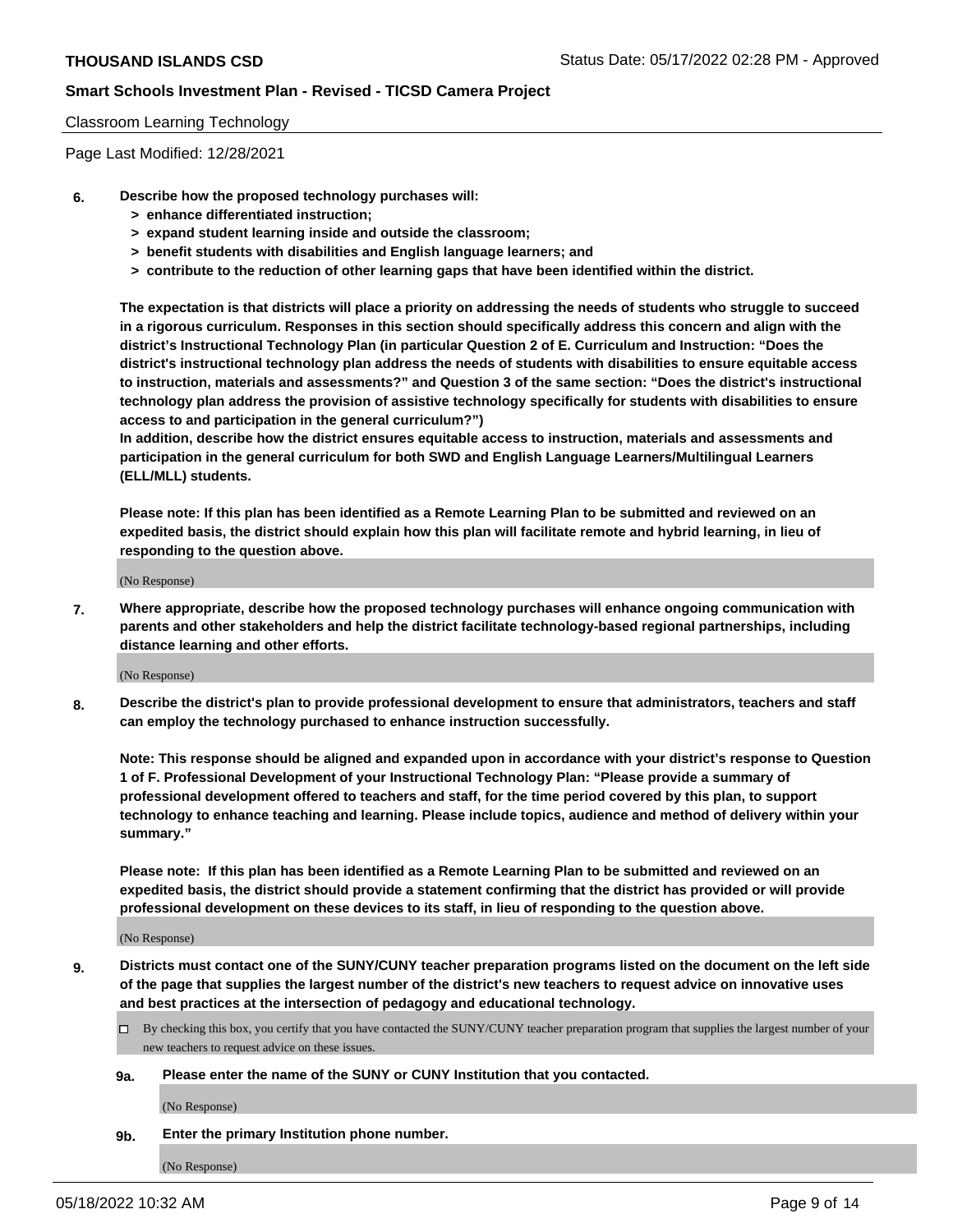Classroom Learning Technology

Page Last Modified: 12/28/2021

**6. Describe how the proposed technology purchases will:**
- **> enhance differentiated instruction;**
- **> expand student learning inside and outside the classroom;**
- **> benefit students with disabilities and English language learners; and**
- **> contribute to the reduction of other learning gaps that have been identified within the district.**

**The expectation is that districts will place a priority on addressing the needs of students who struggle to succeed in a rigorous curriculum. Responses in this section should specifically address this concern and align with the district's Instructional Technology Plan (in particular Question 2 of E. Curriculum and Instruction: "Does the district's instructional technology plan address the needs of students with disabilities to ensure equitable access to instruction, materials and assessments?" and Question 3 of the same section: "Does the district's instructional technology plan address the provision of assistive technology specifically for students with disabilities to ensure access to and participation in the general curriculum?")**

**In addition, describe how the district ensures equitable access to instruction, materials and assessments and participation in the general curriculum for both SWD and English Language Learners/Multilingual Learners (ELL/MLL) students.**

**Please note: If this plan has been identified as a Remote Learning Plan to be submitted and reviewed on an expedited basis, the district should explain how this plan will facilitate remote and hybrid learning, in lieu of responding to the question above.**

(No Response)

**7. Where appropriate, describe how the proposed technology purchases will enhance ongoing communication with parents and other stakeholders and help the district facilitate technology-based regional partnerships, including distance learning and other efforts.**

(No Response)

**8. Describe the district's plan to provide professional development to ensure that administrators, teachers and staff can employ the technology purchased to enhance instruction successfully.**

**Note: This response should be aligned and expanded upon in accordance with your district's response to Question 1 of F. Professional Development of your Instructional Technology Plan: "Please provide a summary of professional development offered to teachers and staff, for the time period covered by this plan, to support technology to enhance teaching and learning. Please include topics, audience and method of delivery within your summary."**

**Please note: If this plan has been identified as a Remote Learning Plan to be submitted and reviewed on an expedited basis, the district should provide a statement confirming that the district has provided or will provide professional development on these devices to its staff, in lieu of responding to the question above.**

(No Response)

**9. Districts must contact one of the SUNY/CUNY teacher preparation programs listed on the document on the left side of the page that supplies the largest number of the district's new teachers to request advice on innovative uses and best practices at the intersection of pedagogy and educational technology.**

☐ By checking this box, you certify that you have contacted the SUNY/CUNY teacher preparation program that supplies the largest number of your new teachers to request advice on these issues.

**9a. Please enter the name of the SUNY or CUNY Institution that you contacted.**

(No Response)

**9b. Enter the primary Institution phone number.**

(No Response)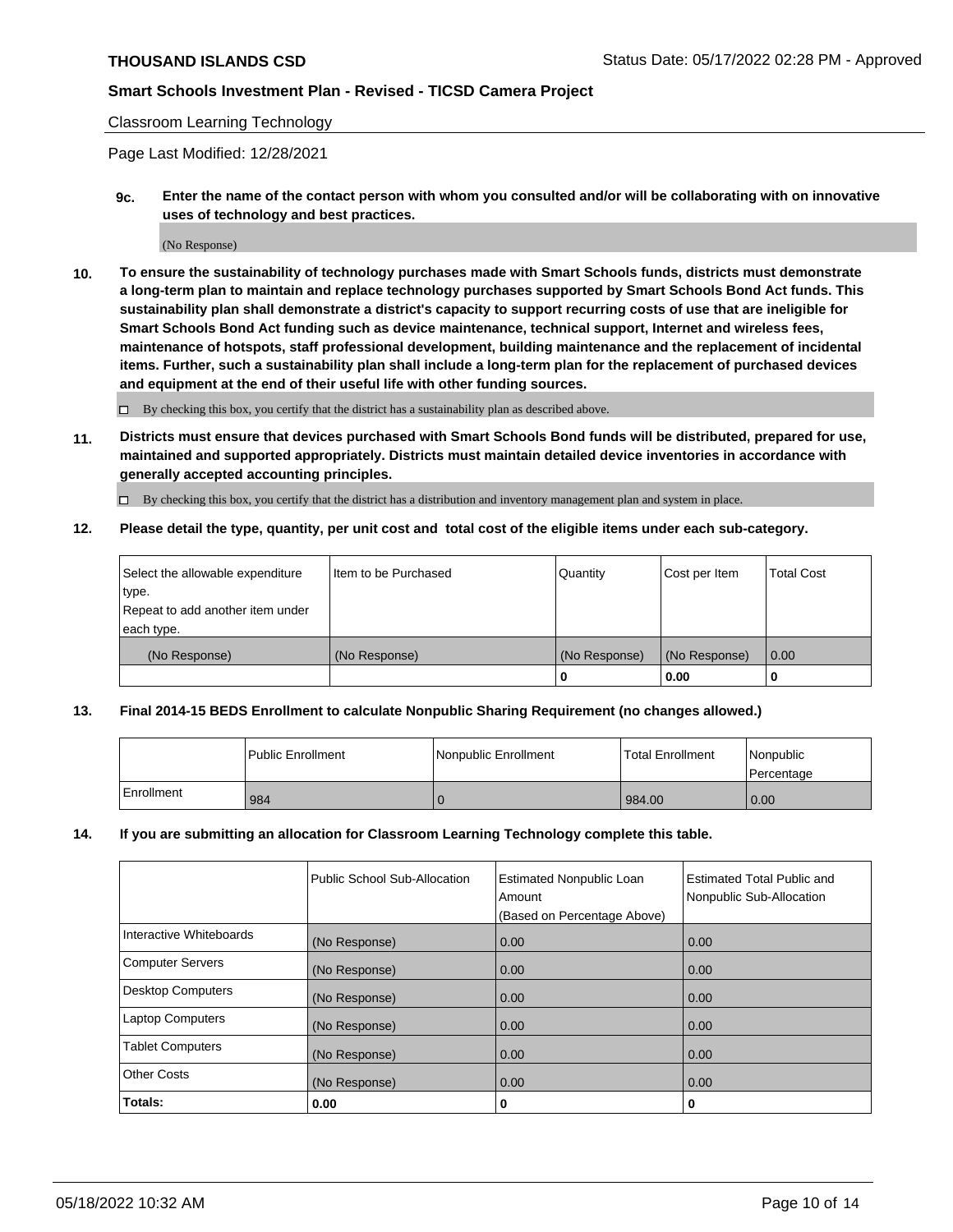Classroom Learning Technology

Page Last Modified: 12/28/2021

**9c. Enter the name of the contact person with whom you consulted and/or will be collaborating with on innovative uses of technology and best practices.**

(No Response)

**10. To ensure the sustainability of technology purchases made with Smart Schools funds, districts must demonstrate a long-term plan to maintain and replace technology purchases supported by Smart Schools Bond Act funds. This sustainability plan shall demonstrate a district's capacity to support recurring costs of use that are ineligible for Smart Schools Bond Act funding such as device maintenance, technical support, Internet and wireless fees, maintenance of hotspots, staff professional development, building maintenance and the replacement of incidental items. Further, such a sustainability plan shall include a long-term plan for the replacement of purchased devices and equipment at the end of their useful life with other funding sources.**

☐ By checking this box, you certify that the district has a sustainability plan as described above.

**11. Districts must ensure that devices purchased with Smart Schools Bond funds will be distributed, prepared for use, maintained and supported appropriately. Districts must maintain detailed device inventories in accordance with generally accepted accounting principles.**

☐ By checking this box, you certify that the district has a distribution and inventory management plan and system in place.

**12. Please detail the type, quantity, per unit cost and total cost of the eligible items under each sub-category.**

| Select the allowable expenditure type. Repeat to add another item under each type. | Item to be Purchased | Quantity | Cost per Item | Total Cost |
|---|---|---|---|---|
| (No Response) | (No Response) | (No Response) | (No Response) | 0.00 |
| | | **0** | **0.00** | **0** |

**13. Final 2014-15 BEDS Enrollment to calculate Nonpublic Sharing Requirement (no changes allowed.)**

| | Public Enrollment | Nonpublic Enrollment | Total Enrollment | Nonpublic Percentage |
|---|---|---|---|---|
| Enrollment | 984 | 0 | 984.00 | 0.00 |

**14. If you are submitting an allocation for Classroom Learning Technology complete this table.**

| | Public School Sub-Allocation | Estimated Nonpublic Loan Amount (Based on Percentage Above) | Estimated Total Public and Nonpublic Sub-Allocation |
|---|---|---|---|
| Interactive Whiteboards | (No Response) | 0.00 | 0.00 |
| Computer Servers | (No Response) | 0.00 | 0.00 |
| Desktop Computers | (No Response) | 0.00 | 0.00 |
| Laptop Computers | (No Response) | 0.00 | 0.00 |
| Tablet Computers | (No Response) | 0.00 | 0.00 |
| Other Costs | (No Response) | 0.00 | 0.00 |
| **Totals:** | **0.00** | **0** | **0** |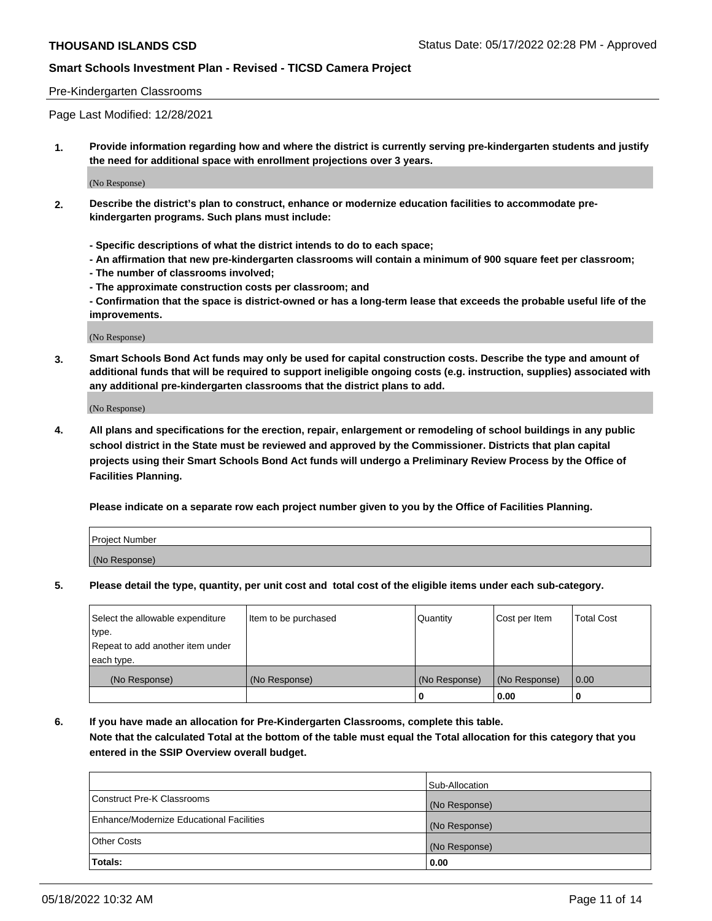## Pre-Kindergarten Classrooms

Page Last Modified: 12/28/2021

**1. Provide information regarding how and where the district is currently serving pre-kindergarten students and justify the need for additional space with enrollment projections over 3 years.**

(No Response)

**2. Describe the district's plan to construct, enhance or modernize education facilities to accommodate pre-kindergarten programs. Such plans must include:**

**- Specific descriptions of what the district intends to do to each space;**
**- An affirmation that new pre-kindergarten classrooms will contain a minimum of 900 square feet per classroom;**
**- The number of classrooms involved;**
**- The approximate construction costs per classroom; and**
**- Confirmation that the space is district-owned or has a long-term lease that exceeds the probable useful life of the improvements.**

(No Response)

**3. Smart Schools Bond Act funds may only be used for capital construction costs. Describe the type and amount of additional funds that will be required to support ineligible ongoing costs (e.g. instruction, supplies) associated with any additional pre-kindergarten classrooms that the district plans to add.**

(No Response)

**4. All plans and specifications for the erection, repair, enlargement or remodeling of school buildings in any public school district in the State must be reviewed and approved by the Commissioner. Districts that plan capital projects using their Smart Schools Bond Act funds will undergo a Preliminary Review Process by the Office of Facilities Planning.**

**Please indicate on a separate row each project number given to you by the Office of Facilities Planning.**

| Project Number |
|---|
| (No Response) |

**5. Please detail the type, quantity, per unit cost and total cost of the eligible items under each sub-category.**

| Select the allowable expenditure type. Repeat to add another item under each type. | Item to be purchased | Quantity | Cost per Item | Total Cost |
|---|---|---|---|---|
| (No Response) | (No Response) | (No Response) | (No Response) | 0.00 |
| | | 0 | 0.00 | 0 |

**6. If you have made an allocation for Pre-Kindergarten Classrooms, complete this table. Note that the calculated Total at the bottom of the table must equal the Total allocation for this category that you entered in the SSIP Overview overall budget.**

| | Sub-Allocation |
|---|---|
| Construct Pre-K Classrooms | (No Response) |
| Enhance/Modernize Educational Facilities | (No Response) |
| Other Costs | (No Response) |
| **Totals:** | **0.00** |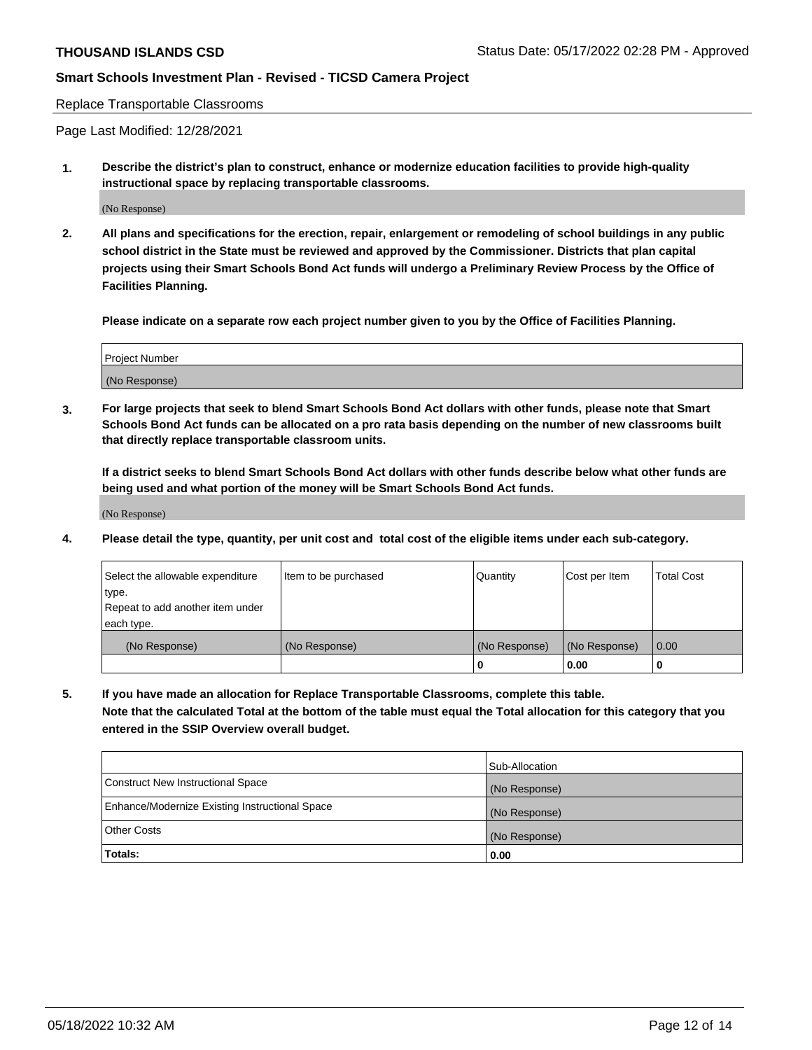Replace Transportable Classrooms

Page Last Modified: 12/28/2021

**1. Describe the district's plan to construct, enhance or modernize education facilities to provide high-quality instructional space by replacing transportable classrooms.**

(No Response)

**2. All plans and specifications for the erection, repair, enlargement or remodeling of school buildings in any public school district in the State must be reviewed and approved by the Commissioner. Districts that plan capital projects using their Smart Schools Bond Act funds will undergo a Preliminary Review Process by the Office of Facilities Planning.**

**Please indicate on a separate row each project number given to you by the Office of Facilities Planning.**

| Project Number |
| --- |
| (No Response) |

**3. For large projects that seek to blend Smart Schools Bond Act dollars with other funds, please note that Smart Schools Bond Act funds can be allocated on a pro rata basis depending on the number of new classrooms built that directly replace transportable classroom units.**

**If a district seeks to blend Smart Schools Bond Act dollars with other funds describe below what other funds are being used and what portion of the money will be Smart Schools Bond Act funds.**

(No Response)

**4. Please detail the type, quantity, per unit cost and total cost of the eligible items under each sub-category.**

| Select the allowable expenditure type. Repeat to add another item under each type. | Item to be purchased | Quantity | Cost per Item | Total Cost |
| --- | --- | --- | --- | --- |
| (No Response) | (No Response) | (No Response) | (No Response) | 0.00 |
| | | 0 | 0.00 | 0 |

**5. If you have made an allocation for Replace Transportable Classrooms, complete this table. Note that the calculated Total at the bottom of the table must equal the Total allocation for this category that you entered in the SSIP Overview overall budget.**

| | Sub-Allocation |
| --- | --- |
| Construct New Instructional Space | (No Response) |
| Enhance/Modernize Existing Instructional Space | (No Response) |
| Other Costs | (No Response) |
| **Totals:** | 0.00 |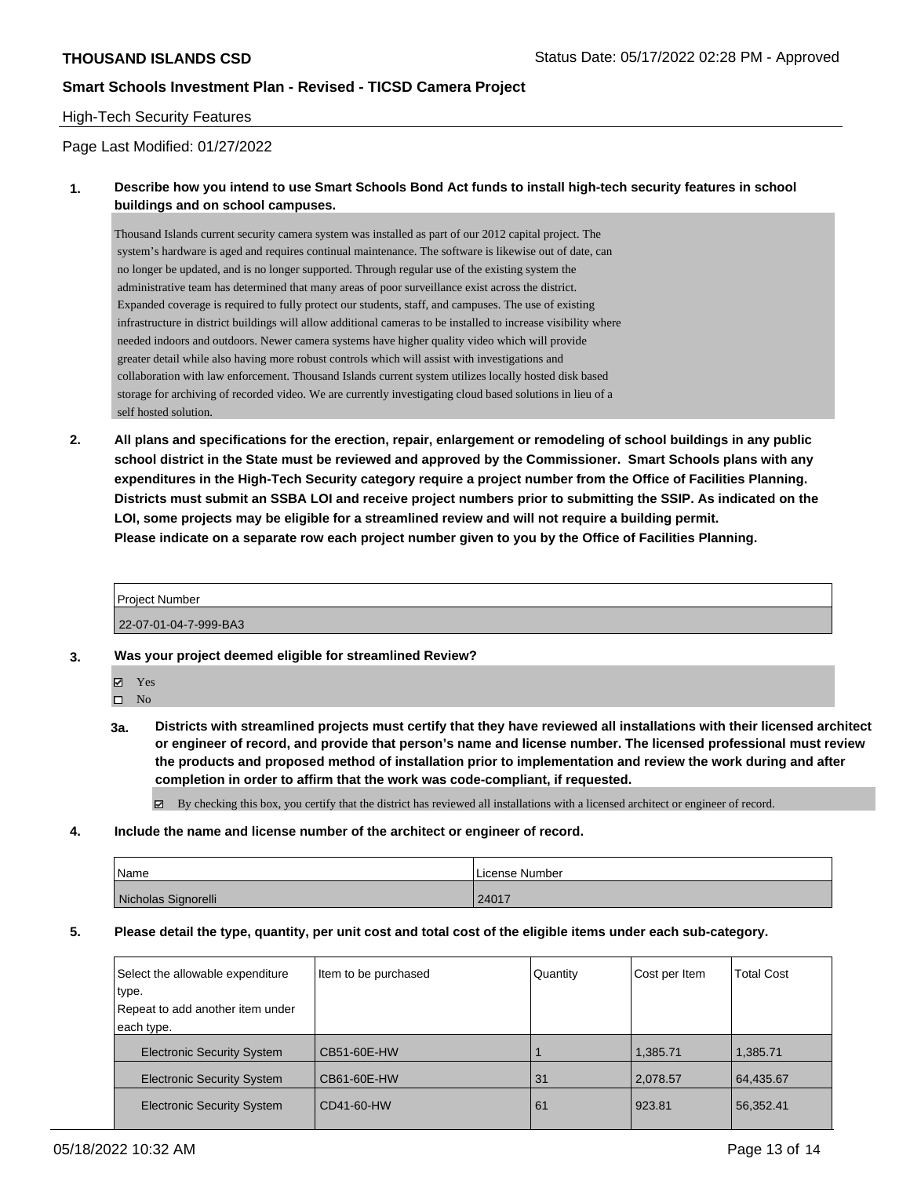**THOUSAND ISLANDS CSD** Status Date: 05/17/2022 02:28 PM - Approved

**Smart Schools Investment Plan - Revised - TICSD Camera Project**

High-Tech Security Features

Page Last Modified: 01/27/2022

**1. Describe how you intend to use Smart Schools Bond Act funds to install high-tech security features in school buildings and on school campuses.**

Thousand Islands current security camera system was installed as part of our 2012 capital project. The system's hardware is aged and requires continual maintenance. The software is likewise out of date, can no longer be updated, and is no longer supported. Through regular use of the existing system the administrative team has determined that many areas of poor surveillance exist across the district. Expanded coverage is required to fully protect our students, staff, and campuses. The use of existing infrastructure in district buildings will allow additional cameras to be installed to increase visibility where needed indoors and outdoors. Newer camera systems have higher quality video which will provide greater detail while also having more robust controls which will assist with investigations and collaboration with law enforcement. Thousand Islands current system utilizes locally hosted disk based storage for archiving of recorded video. We are currently investigating cloud based solutions in lieu of a self hosted solution.

**2. All plans and specifications for the erection, repair, enlargement or remodeling of school buildings in any public school district in the State must be reviewed and approved by the Commissioner. Smart Schools plans with any expenditures in the High-Tech Security category require a project number from the Office of Facilities Planning. Districts must submit an SSBA LOI and receive project numbers prior to submitting the SSIP. As indicated on the LOI, some projects may be eligible for a streamlined review and will not require a building permit. Please indicate on a separate row each project number given to you by the Office of Facilities Planning.**

| Project Number |
|---|
| 22-07-01-04-7-999-BA3 |

**3. Was your project deemed eligible for streamlined Review?**

☑ Yes
☐ No

**3a. Districts with streamlined projects must certify that they have reviewed all installations with their licensed architect or engineer of record, and provide that person's name and license number. The licensed professional must review the products and proposed method of installation prior to implementation and review the work during and after completion in order to affirm that the work was code-compliant, if requested.**

☑ By checking this box, you certify that the district has reviewed all installations with a licensed architect or engineer of record.

**4. Include the name and license number of the architect or engineer of record.**

| Name | License Number |
|---|---|
| Nicholas Signorelli | 24017 |

**5. Please detail the type, quantity, per unit cost and total cost of the eligible items under each sub-category.**

| Select the allowable expenditure type. Repeat to add another item under each type. | Item to be purchased | Quantity | Cost per Item | Total Cost |
|---|---|---|---|---|
| Electronic Security System | CB51-60E-HW | 1 | 1,385.71 | 1,385.71 |
| Electronic Security System | CB61-60E-HW | 31 | 2,078.57 | 64,435.67 |
| Electronic Security System | CD41-60-HW | 61 | 923.81 | 56,352.41 |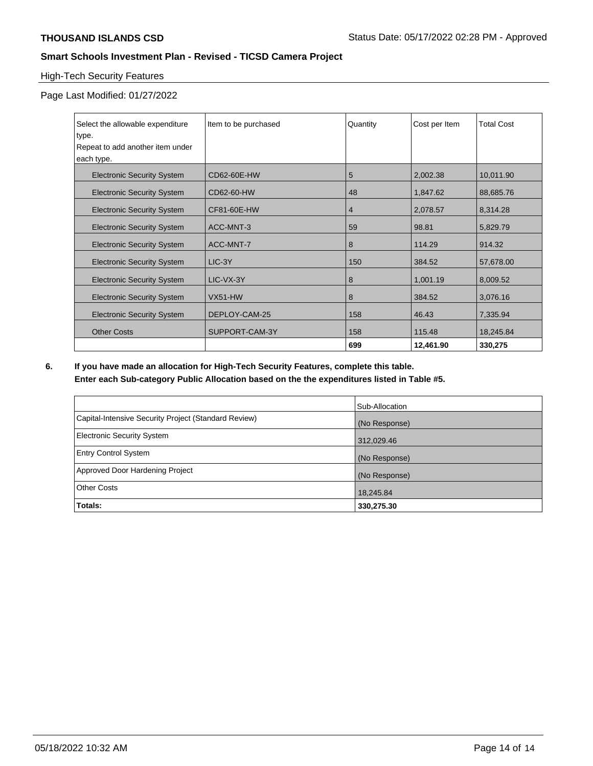## High-Tech Security Features

Page Last Modified: 01/27/2022

| Select the allowable expenditure type. Repeat to add another item under each type. | Item to be purchased | Quantity | Cost per Item | Total Cost |
|---|---|---|---|---|
| Electronic Security System | CD62-60E-HW | 5 | 2,002.38 | 10,011.90 |
| Electronic Security System | CD62-60-HW | 48 | 1,847.62 | 88,685.76 |
| Electronic Security System | CF81-60E-HW | 4 | 2,078.57 | 8,314.28 |
| Electronic Security System | ACC-MNT-3 | 59 | 98.81 | 5,829.79 |
| Electronic Security System | ACC-MNT-7 | 8 | 114.29 | 914.32 |
| Electronic Security System | LIC-3Y | 150 | 384.52 | 57,678.00 |
| Electronic Security System | LIC-VX-3Y | 8 | 1,001.19 | 8,009.52 |
| Electronic Security System | VX51-HW | 8 | 384.52 | 3,076.16 |
| Electronic Security System | DEPLOY-CAM-25 | 158 | 46.43 | 7,335.94 |
| Other Costs | SUPPORT-CAM-3Y | 158 | 115.48 | 18,245.84 |
| | | **699** | **12,461.90** | **330,275** |

**6. If you have made an allocation for High-Tech Security Features, complete this table. Enter each Sub-category Public Allocation based on the the expenditures listed in Table #5.**

| | Sub-Allocation |
|---|---|
| Capital-Intensive Security Project (Standard Review) | (No Response) |
| Electronic Security System | 312,029.46 |
| Entry Control System | (No Response) |
| Approved Door Hardening Project | (No Response) |
| Other Costs | 18,245.84 |
| **Totals:** | **330,275.30** |